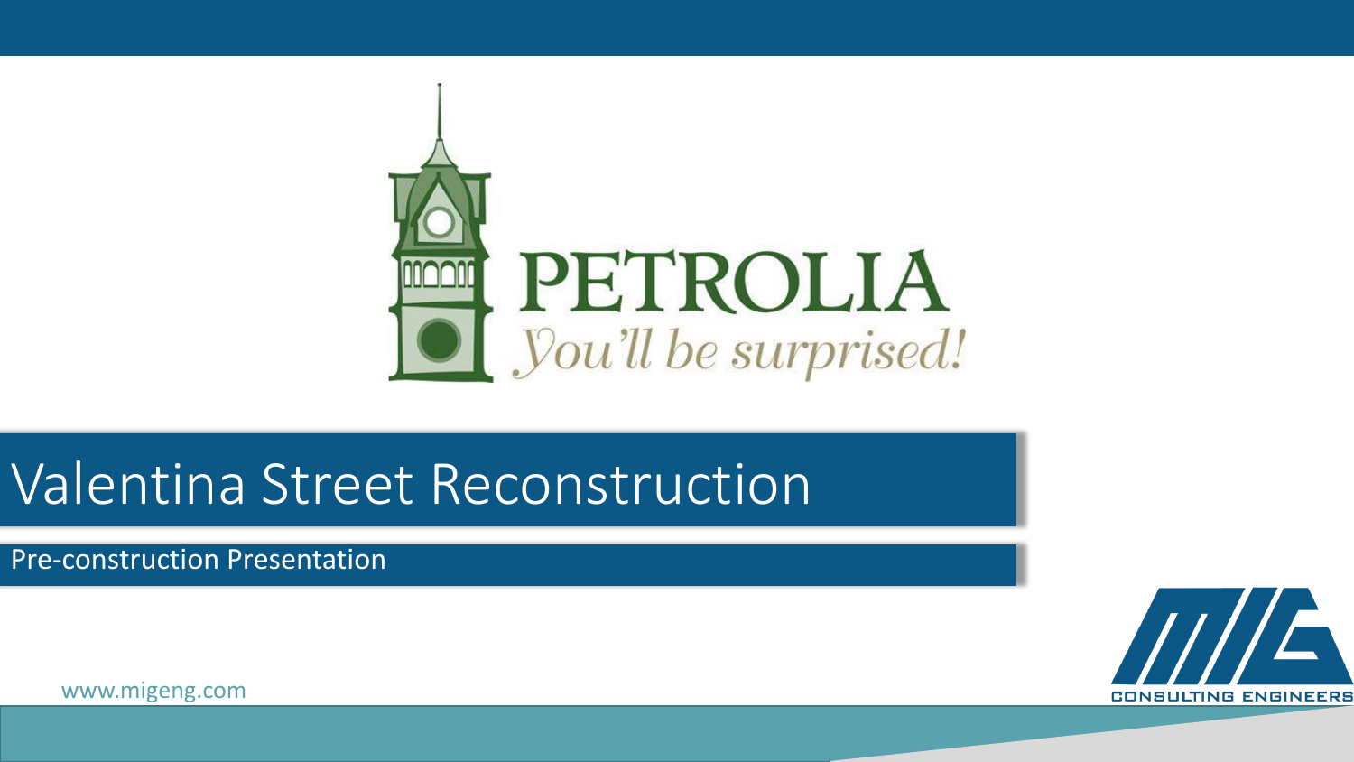PETROLIA

*You'll be surprised!*

# Valentina Street Reconstruction

## Pre-construction Presentation

www.migeng.com

MIG CONSULTING ENGINEERS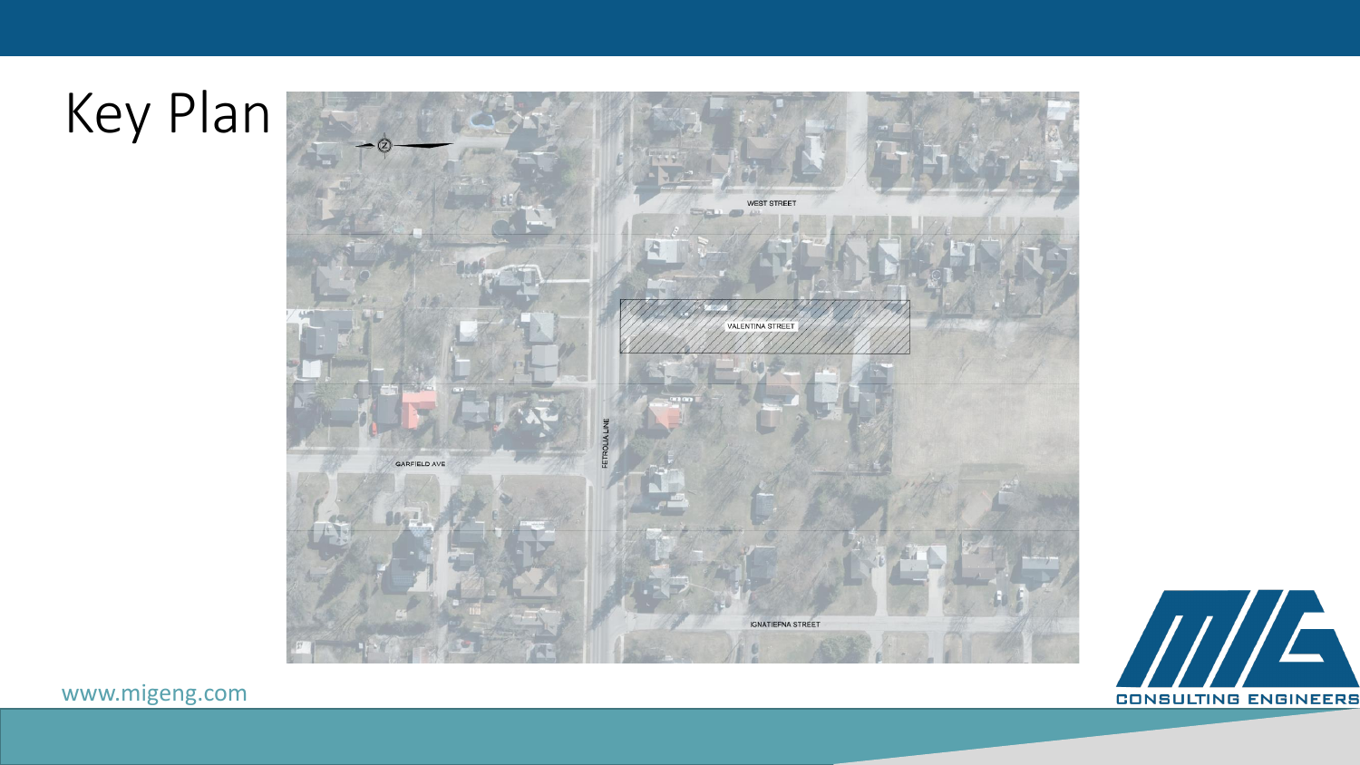# Key Plan

WEST STREET

VALENTINA STREET

PETROLIA LINE

GARFIELD AVE

IGNATIEFNA STREET

www.migeng.com

CONSULTING ENGINEERS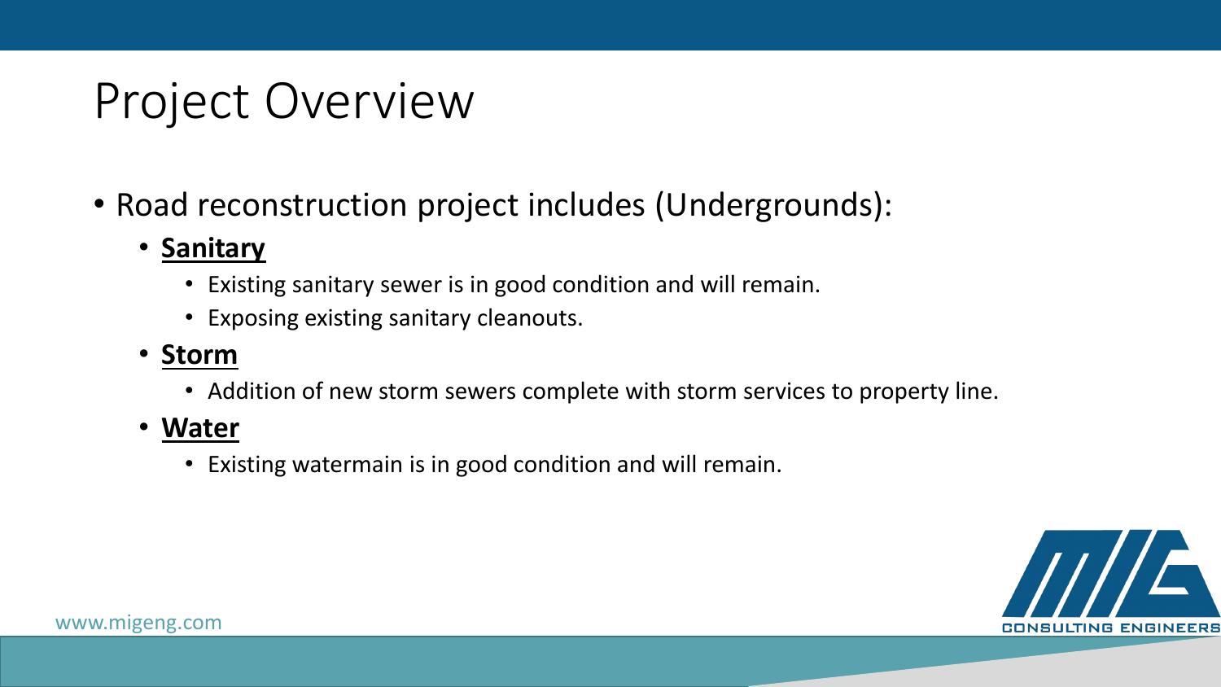# Project Overview

- Road reconstruction project includes (Undergrounds):
  - **Sanitary**
    - Existing sanitary sewer is in good condition and will remain.
    - Exposing existing sanitary cleanouts.
  - **Storm**
    - Addition of new storm sewers complete with storm services to property line.
  - **Water**
    - Existing watermain is in good condition and will remain.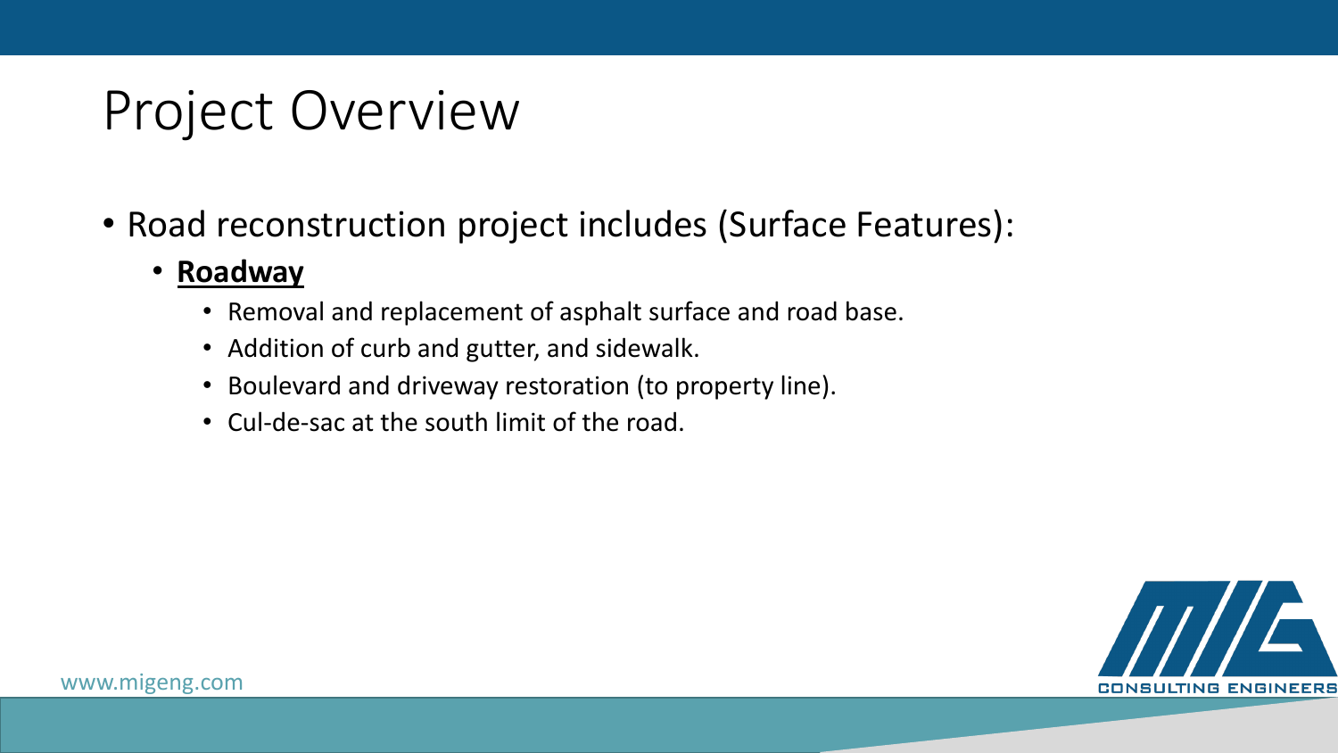# Project Overview

- Road reconstruction project includes (Surface Features):
  - **Roadway**
    - Removal and replacement of asphalt surface and road base.
    - Addition of curb and gutter, and sidewalk.
    - Boulevard and driveway restoration (to property line).
    - Cul-de-sac at the south limit of the road.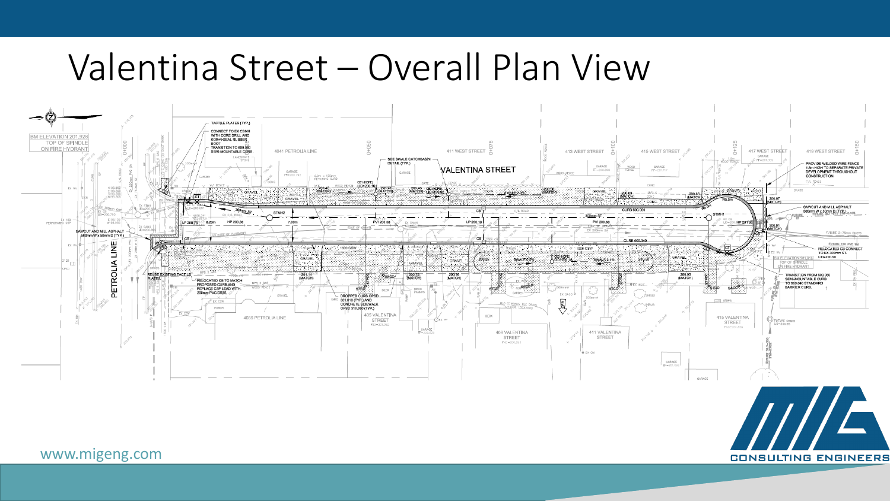# Valentina Street – Overall Plan View

www.migeng.com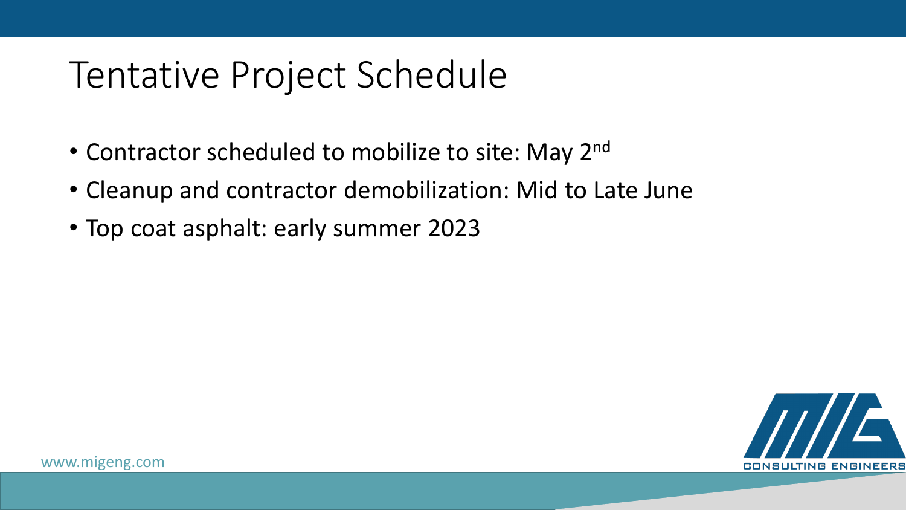# Tentative Project Schedule

- Contractor scheduled to mobilize to site: May 2nd
- Cleanup and contractor demobilization: Mid to Late June
- Top coat asphalt: early summer 2023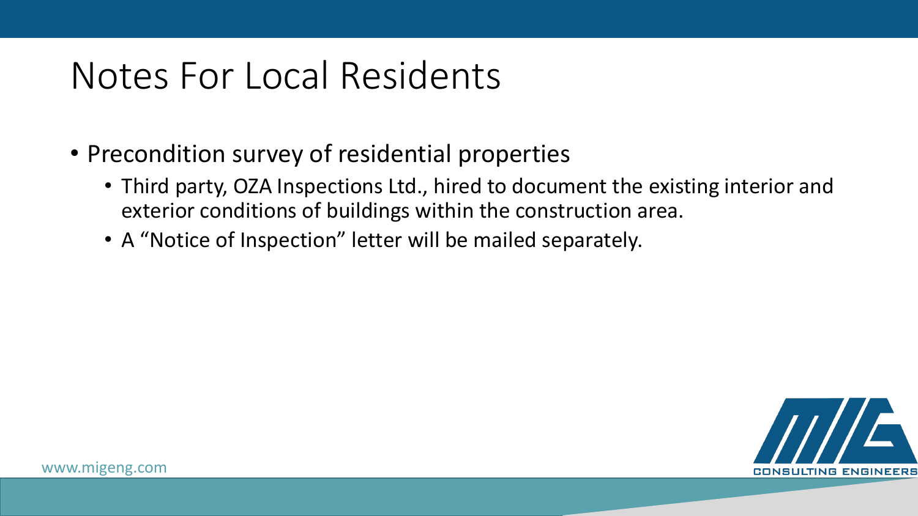# Notes For Local Residents

- Precondition survey of residential properties
  - Third party, OZA Inspections Ltd., hired to document the existing interior and exterior conditions of buildings within the construction area.
  - A “Notice of Inspection” letter will be mailed separately.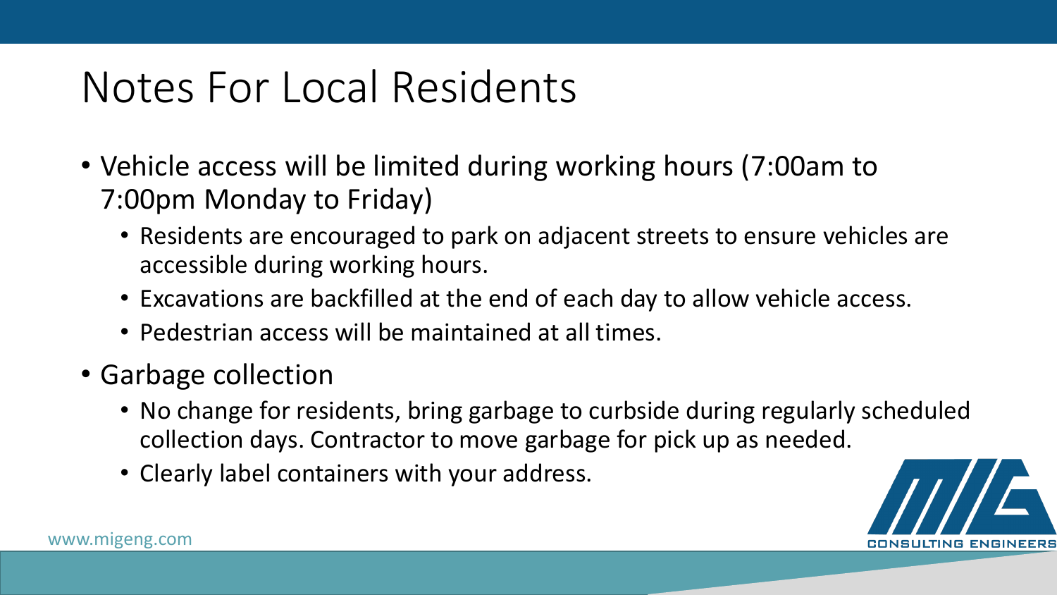# Notes For Local Residents

- Vehicle access will be limited during working hours (7:00am to 7:00pm Monday to Friday)
  - Residents are encouraged to park on adjacent streets to ensure vehicles are accessible during working hours.
  - Excavations are backfilled at the end of each day to allow vehicle access.
  - Pedestrian access will be maintained at all times.
- Garbage collection
  - No change for residents, bring garbage to curbside during regularly scheduled collection days. Contractor to move garbage for pick up as needed.
  - Clearly label containers with your address.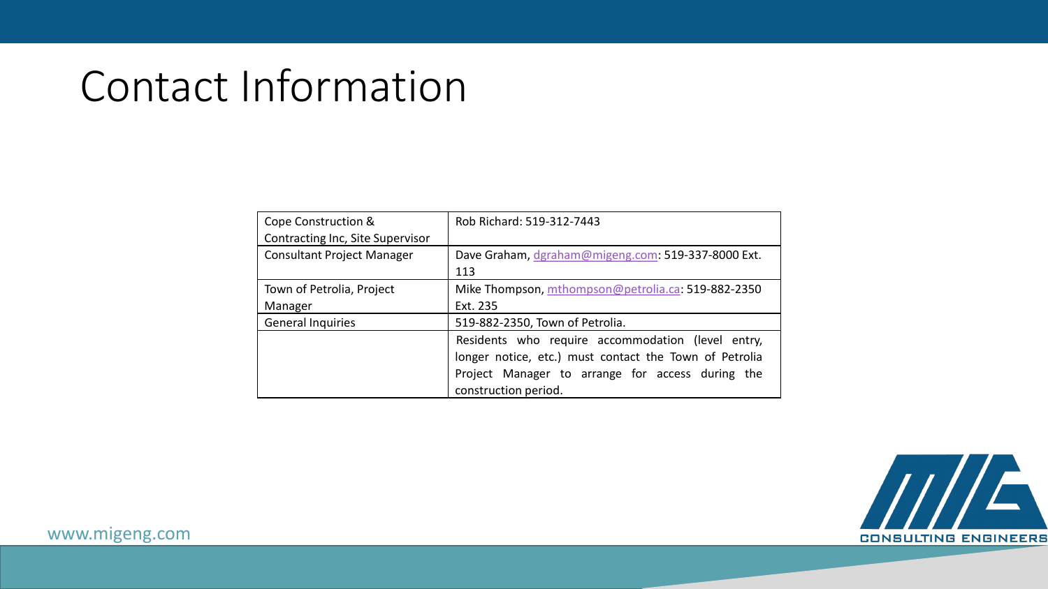# Contact Information

| Cope Construction & Contracting Inc, Site Supervisor | Rob Richard: 519-312-7443 |
|---|---|
| Consultant Project Manager | Dave Graham, dgraham@migeng.com: 519-337-8000 Ext. 113 |
| Town of Petrolia, Project Manager | Mike Thompson, mthompson@petrolia.ca: 519-882-2350 Ext. 235 |
| General Inquiries | 519-882-2350, Town of Petrolia. |
| | Residents who require accommodation (level entry, longer notice, etc.) must contact the Town of Petrolia Project Manager to arrange for access during the construction period. |

www.migeng.com

MIG CONSULTING ENGINEERS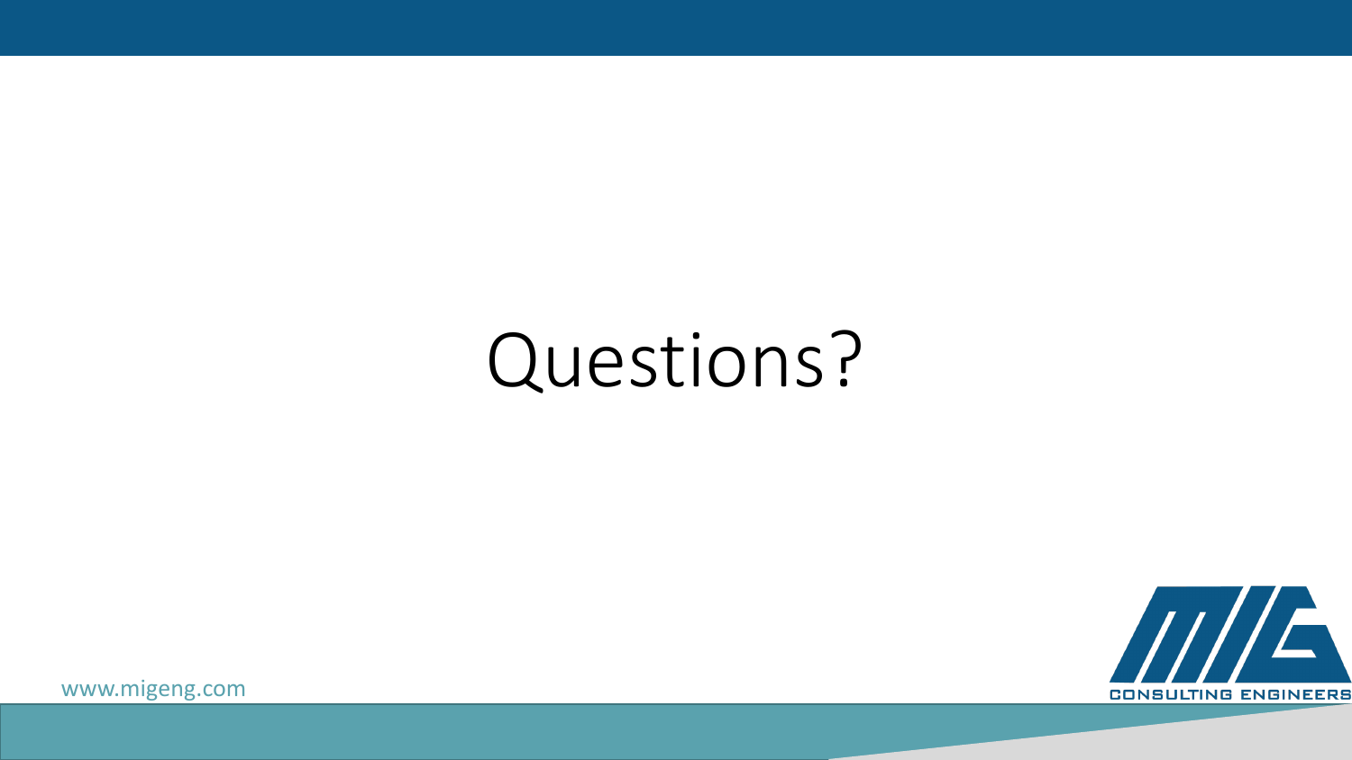# Questions?